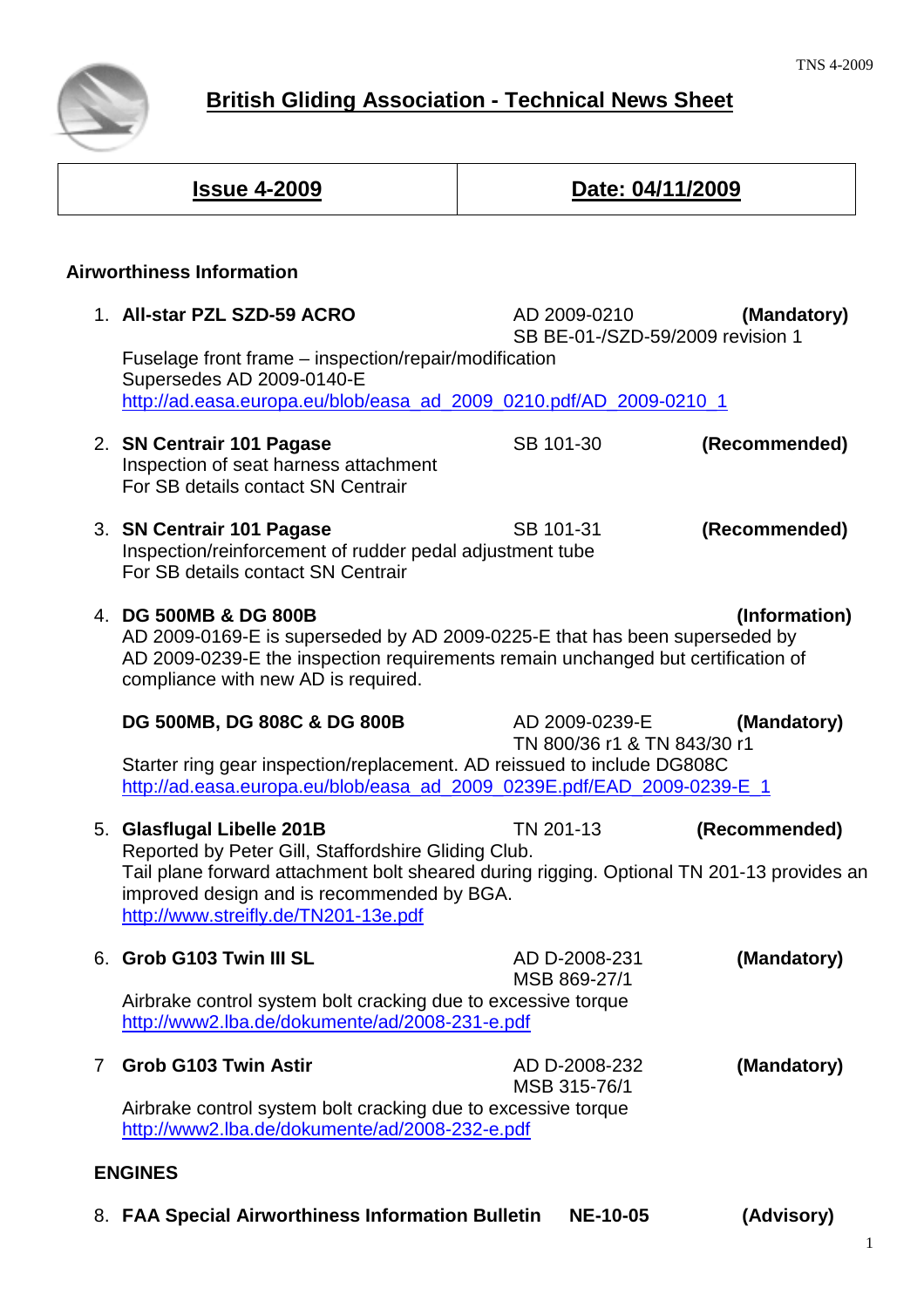# British Gliding Association - Technical News Sheet

| Issue 4-2009 | Date: 04/11/2009 |
|---|---|

## Airworthiness Information

1. **All-star PZL SZD-59 ACRO** AD 2009-0210 **(Mandatory)**
   SB BE-01-/SZD-59/2009 revision 1
   Fuselage front frame – inspection/repair/modification
   Supersedes AD 2009-0140-E
   http://ad.easa.europa.eu/blob/easa_ad_2009_0210.pdf/AD_2009-0210_1

2. **SN Centrair 101 Pagase** SB 101-30 **(Recommended)**
   Inspection of seat harness attachment
   For SB details contact SN Centrair

3. **SN Centrair 101 Pagase** SB 101-31 **(Recommended)**
   Inspection/reinforcement of rudder pedal adjustment tube
   For SB details contact SN Centrair

4. **DG 500MB & DG 800B** **(Information)**
   AD 2009-0169-E is superseded by AD 2009-0225-E that has been superseded by AD 2009-0239-E the inspection requirements remain unchanged but certification of compliance with new AD is required.

   **DG 500MB, DG 808C & DG 800B** AD 2009-0239-E **(Mandatory)**
   TN 800/36 r1 & TN 843/30 r1
   Starter ring gear inspection/replacement. AD reissued to include DG808C
   http://ad.easa.europa.eu/blob/easa_ad_2009_0239E.pdf/EAD_2009-0239-E_1

5. **Glasflugal Libelle 201B** TN 201-13 **(Recommended)**
   Reported by Peter Gill, Staffordshire Gliding Club.
   Tail plane forward attachment bolt sheared during rigging. Optional TN 201-13 provides an improved design and is recommended by BGA.
   http://www.streifly.de/TN201-13e.pdf

6. **Grob G103 Twin III SL** AD D-2008-231 **(Mandatory)**
   MSB 869-27/1
   Airbrake control system bolt cracking due to excessive torque
   http://www2.lba.de/dokumente/ad/2008-231-e.pdf

7. **Grob G103 Twin Astir** AD D-2008-232 **(Mandatory)**
   MSB 315-76/1
   Airbrake control system bolt cracking due to excessive torque
   http://www2.lba.de/dokumente/ad/2008-232-e.pdf

### ENGINES

8. **FAA Special Airworthiness Information Bulletin** **NE-10-05** **(Advisory)**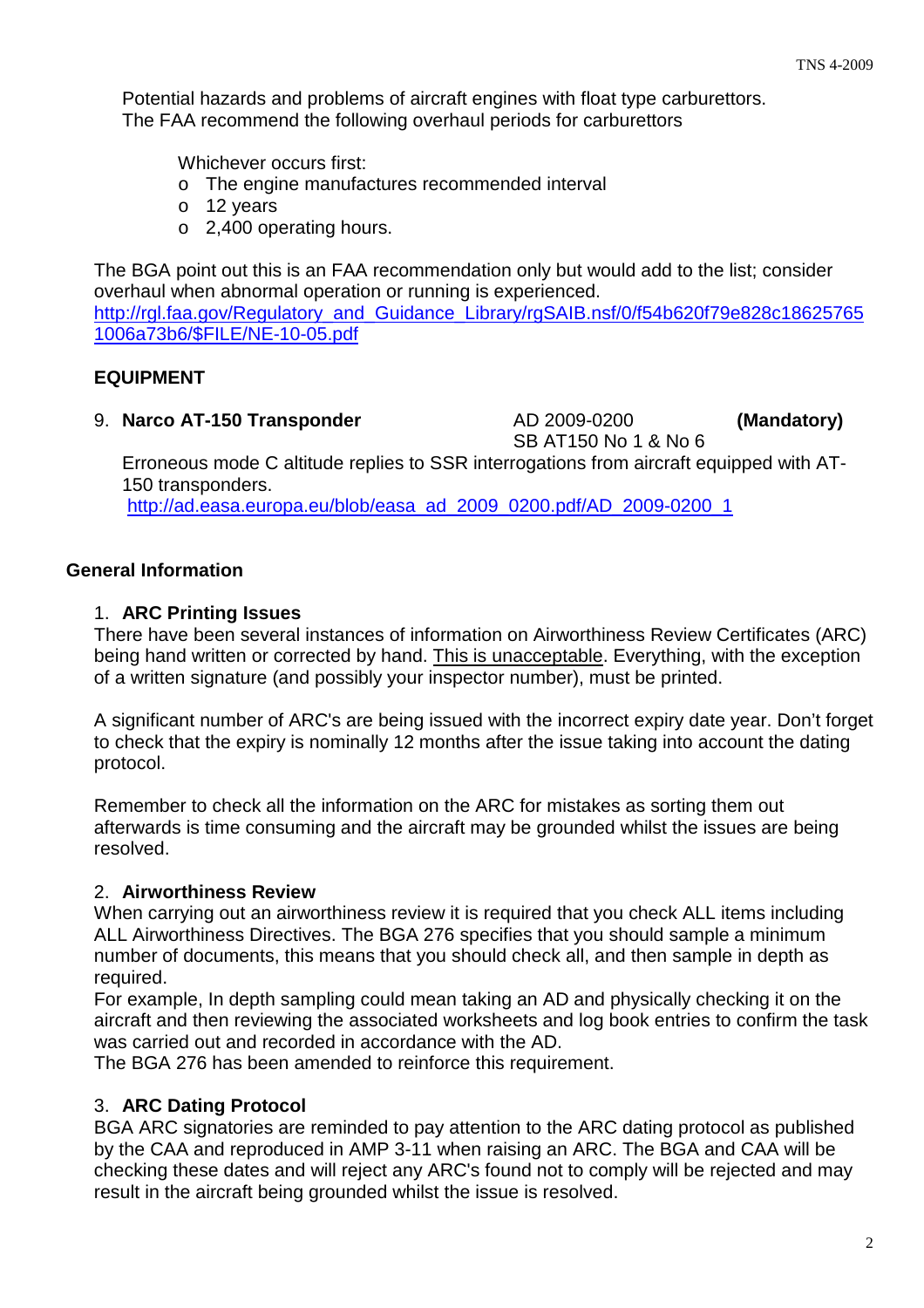Potential hazards and problems of aircraft engines with float type carburettors. The FAA recommend the following overhaul periods for carburettors

Whichever occurs first:

- The engine manufactures recommended interval
- 12 years
- 2,400 operating hours.

The BGA point out this is an FAA recommendation only but would add to the list; consider overhaul when abnormal operation or running is experienced.
http://rgl.faa.gov/Regulatory_and_Guidance_Library/rgSAIB.nsf/0/f54b620f79e828c186257651006a73b6/$FILE/NE-10-05.pdf

## EQUIPMENT

9. **Narco AT-150 Transponder** AD 2009-0200 SB AT150 No 1 & No 6 **(Mandatory)**

   Erroneous mode C altitude replies to SSR interrogations from aircraft equipped with AT-150 transponders.
   http://ad.easa.europa.eu/blob/easa_ad_2009_0200.pdf/AD_2009-0200_1

## General Information

1. **ARC Printing Issues**

   There have been several instances of information on Airworthiness Review Certificates (ARC) being hand written or corrected by hand. This is unacceptable. Everything, with the exception of a written signature (and possibly your inspector number), must be printed.

   A significant number of ARC's are being issued with the incorrect expiry date year. Don't forget to check that the expiry is nominally 12 months after the issue taking into account the dating protocol.

   Remember to check all the information on the ARC for mistakes as sorting them out afterwards is time consuming and the aircraft may be grounded whilst the issues are being resolved.

2. **Airworthiness Review**

   When carrying out an airworthiness review it is required that you check ALL items including ALL Airworthiness Directives. The BGA 276 specifies that you should sample a minimum number of documents, this means that you should check all, and then sample in depth as required.
   For example, In depth sampling could mean taking an AD and physically checking it on the aircraft and then reviewing the associated worksheets and log book entries to confirm the task was carried out and recorded in accordance with the AD.
   The BGA 276 has been amended to reinforce this requirement.

3. **ARC Dating Protocol**

   BGA ARC signatories are reminded to pay attention to the ARC dating protocol as published by the CAA and reproduced in AMP 3-11 when raising an ARC. The BGA and CAA will be checking these dates and will reject any ARC's found not to comply will be rejected and may result in the aircraft being grounded whilst the issue is resolved.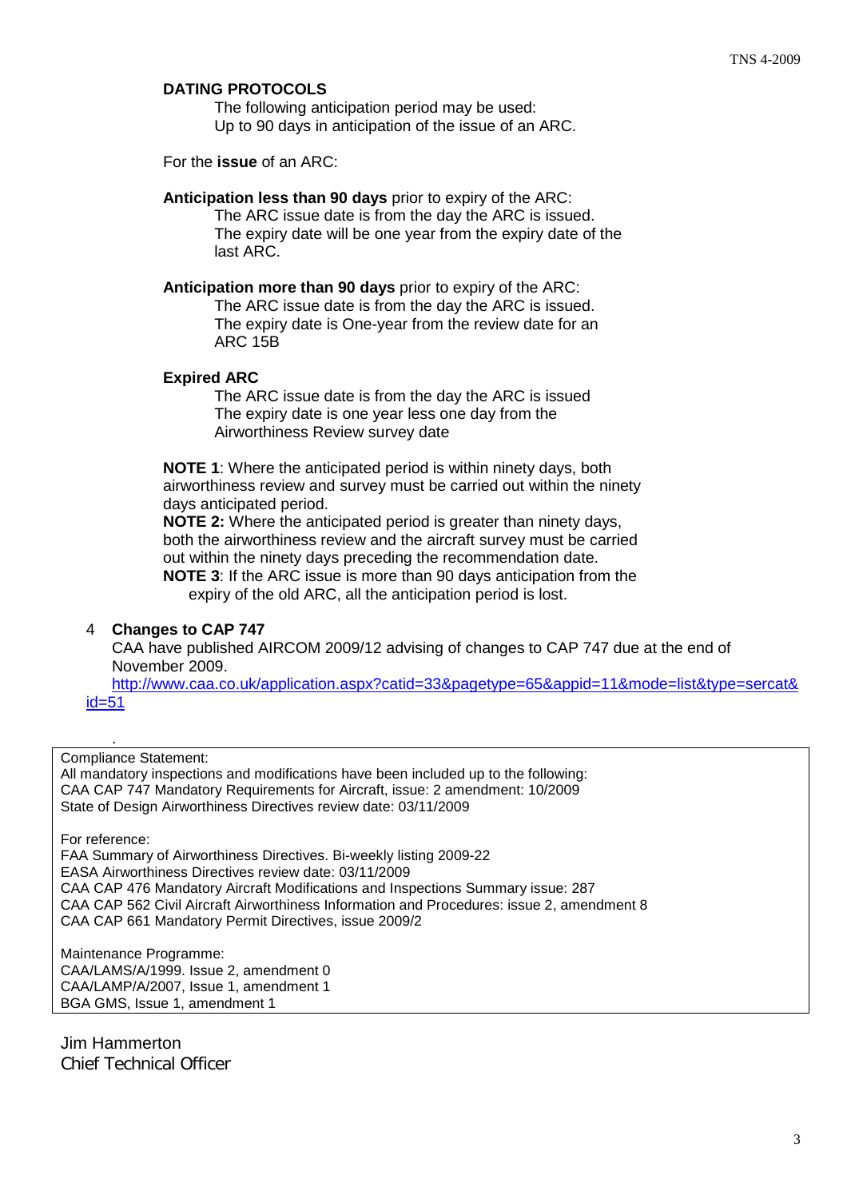**DATING PROTOCOLS**

The following anticipation period may be used:
Up to 90 days in anticipation of the issue of an ARC.

For the **issue** of an ARC:

**Anticipation less than 90 days** prior to expiry of the ARC:
The ARC issue date is from the day the ARC is issued.
The expiry date will be one year from the expiry date of the last ARC.

**Anticipation more than 90 days** prior to expiry of the ARC:
The ARC issue date is from the day the ARC is issued.
The expiry date is One-year from the review date for an ARC 15B

**Expired ARC**
The ARC issue date is from the day the ARC is issued
The expiry date is one year less one day from the Airworthiness Review survey date

**NOTE 1**: Where the anticipated period is within ninety days, both airworthiness review and survey must be carried out within the ninety days anticipated period.
**NOTE 2:** Where the anticipated period is greater than ninety days, both the airworthiness review and the aircraft survey must be carried out within the ninety days preceding the recommendation date.
**NOTE 3**: If the ARC issue is more than 90 days anticipation from the expiry of the old ARC, all the anticipation period is lost.

## 4 Changes to CAP 747

CAA have published AIRCOM 2009/12 advising of changes to CAP 747 due at the end of November 2009.
http://www.caa.co.uk/application.aspx?catid=33&pagetype=65&appid=11&mode=list&type=sercat&id=51

.

Compliance Statement:
All mandatory inspections and modifications have been included up to the following:
CAA CAP 747 Mandatory Requirements for Aircraft, issue: 2 amendment: 10/2009
State of Design Airworthiness Directives review date: 03/11/2009

For reference:
FAA Summary of Airworthiness Directives. Bi-weekly listing 2009-22
EASA Airworthiness Directives review date: 03/11/2009
CAA CAP 476 Mandatory Aircraft Modifications and Inspections Summary issue: 287
CAA CAP 562 Civil Aircraft Airworthiness Information and Procedures: issue 2, amendment 8
CAA CAP 661 Mandatory Permit Directives, issue 2009/2

Maintenance Programme:
CAA/LAMS/A/1999. Issue 2, amendment 0
CAA/LAMP/A/2007, Issue 1, amendment 1
BGA GMS, Issue 1, amendment 1

Jim Hammerton
Chief Technical Officer